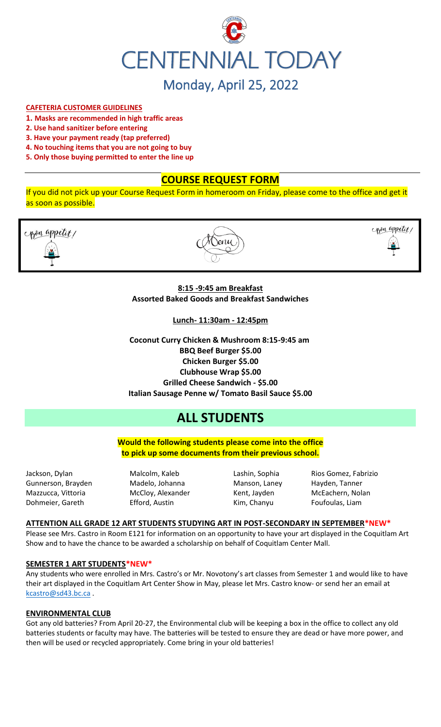# CENTENNIAL TODAY

## Monday, April 25, 2022

**CAFETERIA CUSTOMER GUIDELINES**

1. **Masks are recommended in high traffic areas**
2. **Use hand sanitizer before entering**
3. **Have your payment ready (tap preferred)**
4. **No touching items that you are not going to buy**
5. **Only those buying permitted to enter the line up**

## COURSE REQUEST FORM

If you did not pick up your Course Request Form in homeroom on Friday, please come to the office and get it as soon as possible.

Bon appetit! Menu Bon appetit!

**8:15 -9:45 am Breakfast**
**Assorted Baked Goods and Breakfast Sandwiches**

**Lunch- 11:30am - 12:45pm**

**Coconut Curry Chicken & Mushroom 8:15-9:45 am**
**BBQ Beef Burger $5.00**
**Chicken Burger $5.00**
**Clubhouse Wrap $5.00**
**Grilled Cheese Sandwich - $5.00**
**Italian Sausage Penne w/ Tomato Basil Sauce $5.00**

# ALL STUDENTS

**Would the following students please come into the office to pick up some documents from their previous school.**

| | | | |
|---|---|---|---|
| Jackson, Dylan | Malcolm, Kaleb | Lashin, Sophia | Rios Gomez, Fabrizio |
| Gunnerson, Brayden | Madelo, Johanna | Manson, Laney | Hayden, Tanner |
| Mazzucca, Vittoria | McCloy, Alexander | Kent, Jayden | McEachern, Nolan |
| Dohmeier, Gareth | Efford, Austin | Kim, Chanyu | Foufoulas, Liam |

**ATTENTION ALL GRADE 12 ART STUDENTS STUDYING ART IN POST-SECONDARY IN SEPTEMBER*NEW***

Please see Mrs. Castro in Room E121 for information on an opportunity to have your art displayed in the Coquitlam Art Show and to have the chance to be awarded a scholarship on behalf of Coquitlam Center Mall.

**SEMESTER 1 ART STUDENTS*NEW***

Any students who were enrolled in Mrs. Castro's or Mr. Novotony's art classes from Semester 1 and would like to have their art displayed in the Coquitlam Art Center Show in May, please let Mrs. Castro know- or send her an email at kcastro@sd43.bc.ca .

**ENVIRONMENTAL CLUB**

Got any old batteries? From April 20-27, the Environmental club will be keeping a box in the office to collect any old batteries students or faculty may have. The batteries will be tested to ensure they are dead or have more power, and then will be used or recycled appropriately. Come bring in your old batteries!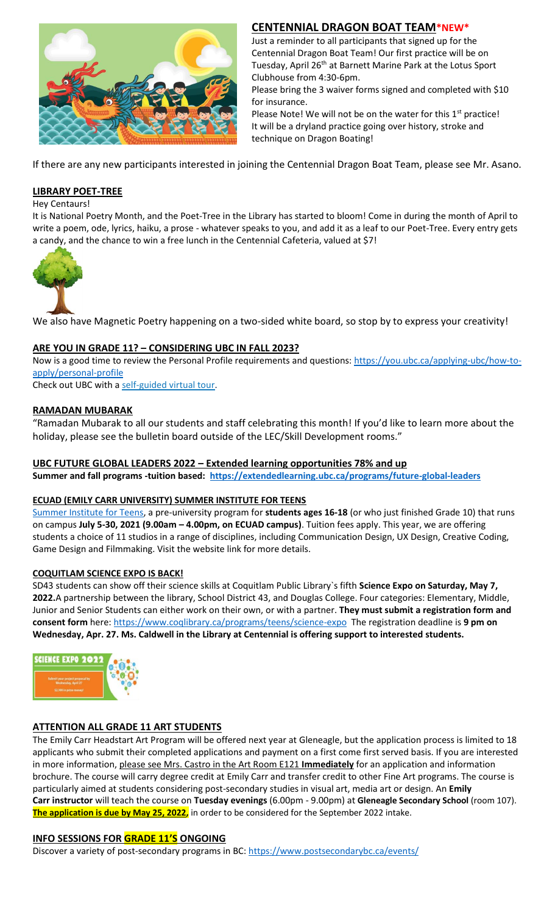## CENTENNIAL DRAGON BOAT TEAM*NEW*

Just a reminder to all participants that signed up for the Centennial Dragon Boat Team! Our first practice will be on Tuesday, April 26th at Barnett Marine Park at the Lotus Sport Clubhouse from 4:30-6pm.

Please bring the 3 waiver forms signed and completed with $10 for insurance.

Please Note! We will not be on the water for this 1st practice! It will be a dryland practice going over history, stroke and technique on Dragon Boating!

If there are any new participants interested in joining the Centennial Dragon Boat Team, please see Mr. Asano.

## LIBRARY POET-TREE

Hey Centaurs!

It is National Poetry Month, and the Poet-Tree in the Library has started to bloom! Come in during the month of April to write a poem, ode, lyrics, haiku, a prose - whatever speaks to you, and add it as a leaf to our Poet-Tree. Every entry gets a candy, and the chance to win a free lunch in the Centennial Cafeteria, valued at $7!

We also have Magnetic Poetry happening on a two-sided white board, so stop by to express your creativity!

## ARE YOU IN GRADE 11? – CONSIDERING UBC IN FALL 2023?

Now is a good time to review the Personal Profile requirements and questions: https://you.ubc.ca/applying-ubc/how-to-apply/personal-profile

Check out UBC with a self-guided virtual tour.

## RAMADAN MUBARAK

"Ramadan Mubarak to all our students and staff celebrating this month! If you'd like to learn more about the holiday, please see the bulletin board outside of the LEC/Skill Development rooms."

## UBC FUTURE GLOBAL LEADERS 2022 – Extended learning opportunities 78% and up

**Summer and fall programs -tuition based: https://extendedlearning.ubc.ca/programs/future-global-leaders**

## ECUAD (EMILY CARR UNIVERSITY) SUMMER INSTITUTE FOR TEENS

Summer Institute for Teens, a pre-university program for **students ages 16-18** (or who just finished Grade 10) that runs on campus **July 5-30, 2021 (9.00am – 4.00pm, on ECUAD campus)**. Tuition fees apply. This year, we are offering students a choice of 11 studios in a range of disciplines, including Communication Design, UX Design, Creative Coding, Game Design and Filmmaking. Visit the website link for more details.

## COQUITLAM SCIENCE EXPO IS BACK!

SD43 students can show off their science skills at Coquitlam Public Library`s fifth **Science Expo on Saturday, May 7, 2022.** A partnership between the library, School District 43, and Douglas College. Four categories: Elementary, Middle, Junior and Senior Students can either work on their own, or with a partner. **They must submit a registration form and consent form** here: https://www.coqlibrary.ca/programs/teens/science-expo The registration deadline is **9 pm on Wednesday, Apr. 27. Ms. Caldwell in the Library at Centennial is offering support to interested students.**

## ATTENTION ALL GRADE 11 ART STUDENTS

The Emily Carr Headstart Art Program will be offered next year at Gleneagle, but the application process is limited to 18 applicants who submit their completed applications and payment on a first come first served basis. If you are interested in more information, please see Mrs. Castro in the Art Room E121 **Immediately** for an application and information brochure. The course will carry degree credit at Emily Carr and transfer credit to other Fine Art programs. The course is particularly aimed at students considering post-secondary studies in visual art, media art or design. An **Emily Carr instructor** will teach the course on **Tuesday evenings** (6.00pm - 9.00pm) at **Gleneagle Secondary School** (room 107). **The application is due by May 25, 2022,** in order to be considered for the September 2022 intake.

## INFO SESSIONS FOR GRADE 11'S ONGOING

Discover a variety of post-secondary programs in BC: https://www.postsecondarybc.ca/events/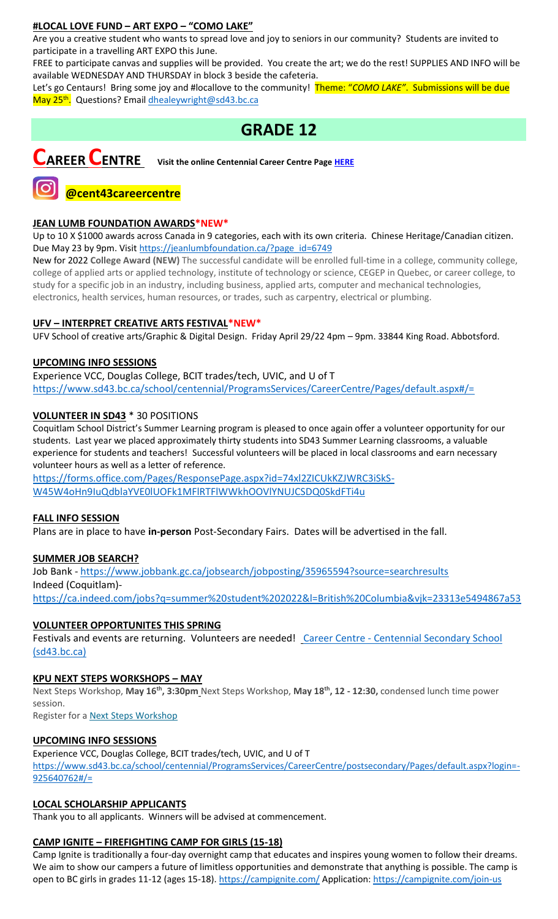### #LOCAL LOVE FUND – ART EXPO – "COMO LAKE"

Are you a creative student who wants to spread love and joy to seniors in our community? Students are invited to participate in a travelling ART EXPO this June.

FREE to participate canvas and supplies will be provided. You create the art; we do the rest! SUPPLIES AND INFO will be available WEDNESDAY AND THURSDAY in block 3 beside the cafeteria.

Let's go Centaurs! Bring some joy and #locallove to the community! Theme: "*COMO LAKE*". Submissions will be due May 25th. Questions? Email dhealeywright@sd43.bc.ca

# GRADE 12

## CAREER CENTRE

**Visit the online Centennial Career Centre Page HERE**

**@cent43careercentre**

### JEAN LUMB FOUNDATION AWARDS*NEW*

Up to 10 X $1000 awards across Canada in 9 categories, each with its own criteria. Chinese Heritage/Canadian citizen. Due May 23 by 9pm. Visit https://jeanlumbfoundation.ca/?page_id=6749

New for 2022 **College Award (NEW)** The successful candidate will be enrolled full-time in a college, community college, college of applied arts or applied technology, institute of technology or science, CEGEP in Quebec, or career college, to study for a specific job in an industry, including business, applied arts, computer and mechanical technologies, electronics, health services, human resources, or trades, such as carpentry, electrical or plumbing.

### UFV – INTERPRET CREATIVE ARTS FESTIVAL*NEW*

UFV School of creative arts/Graphic & Digital Design. Friday April 29/22 4pm – 9pm. 33844 King Road. Abbotsford.

### UPCOMING INFO SESSIONS

Experience VCC, Douglas College, BCIT trades/tech, UVIC, and U of T
https://www.sd43.bc.ca/school/centennial/ProgramsServices/CareerCentre/Pages/default.aspx#/=

### VOLUNTEER IN SD43 * 30 POSITIONS

Coquitlam School District's Summer Learning program is pleased to once again offer a volunteer opportunity for our students. Last year we placed approximately thirty students into SD43 Summer Learning classrooms, a valuable experience for students and teachers! Successful volunteers will be placed in local classrooms and earn necessary volunteer hours as well as a letter of reference.

https://forms.office.com/Pages/ResponsePage.aspx?id=74xl2ZICUkKZJWRC3iSkS-W45W4oHn9IuQdblaYVE0lUOFk1MFlRTFlWWkhOOVlYNUJCSDQ0SkdFTi4u

### FALL INFO SESSION

Plans are in place to have **in-person** Post-Secondary Fairs. Dates will be advertised in the fall.

### SUMMER JOB SEARCH?

Job Bank - https://www.jobbank.gc.ca/jobsearch/jobposting/35965594?source=searchresults
Indeed (Coquitlam)-
https://ca.indeed.com/jobs?q=summer%20student%202022&l=British%20Columbia&vjk=23313e5494867a53

### VOLUNTEER OPPORTUNITES THIS SPRING

Festivals and events are returning. Volunteers are needed! Career Centre - Centennial Secondary School (sd43.bc.ca)

### KPU NEXT STEPS WORKSHOPS – MAY

Next Steps Workshop, **May 16th, 3:30pm** Next Steps Workshop, **May 18th, 12 - 12:30,** condensed lunch time power session.
Register for a Next Steps Workshop

### UPCOMING INFO SESSIONS

Experience VCC, Douglas College, BCIT trades/tech, UVIC, and U of T
https://www.sd43.bc.ca/school/centennial/ProgramsServices/CareerCentre/postsecondary/Pages/default.aspx?login=-925640762#/=

### LOCAL SCHOLARSHIP APPLICANTS

Thank you to all applicants. Winners will be advised at commencement.

### CAMP IGNITE – FIREFIGHTING CAMP FOR GIRLS (15-18)

Camp Ignite is traditionally a four-day overnight camp that educates and inspires young women to follow their dreams. We aim to show our campers a future of limitless opportunities and demonstrate that anything is possible. The camp is open to BC girls in grades 11-12 (ages 15-18). https://campignite.com/ Application: https://campignite.com/join-us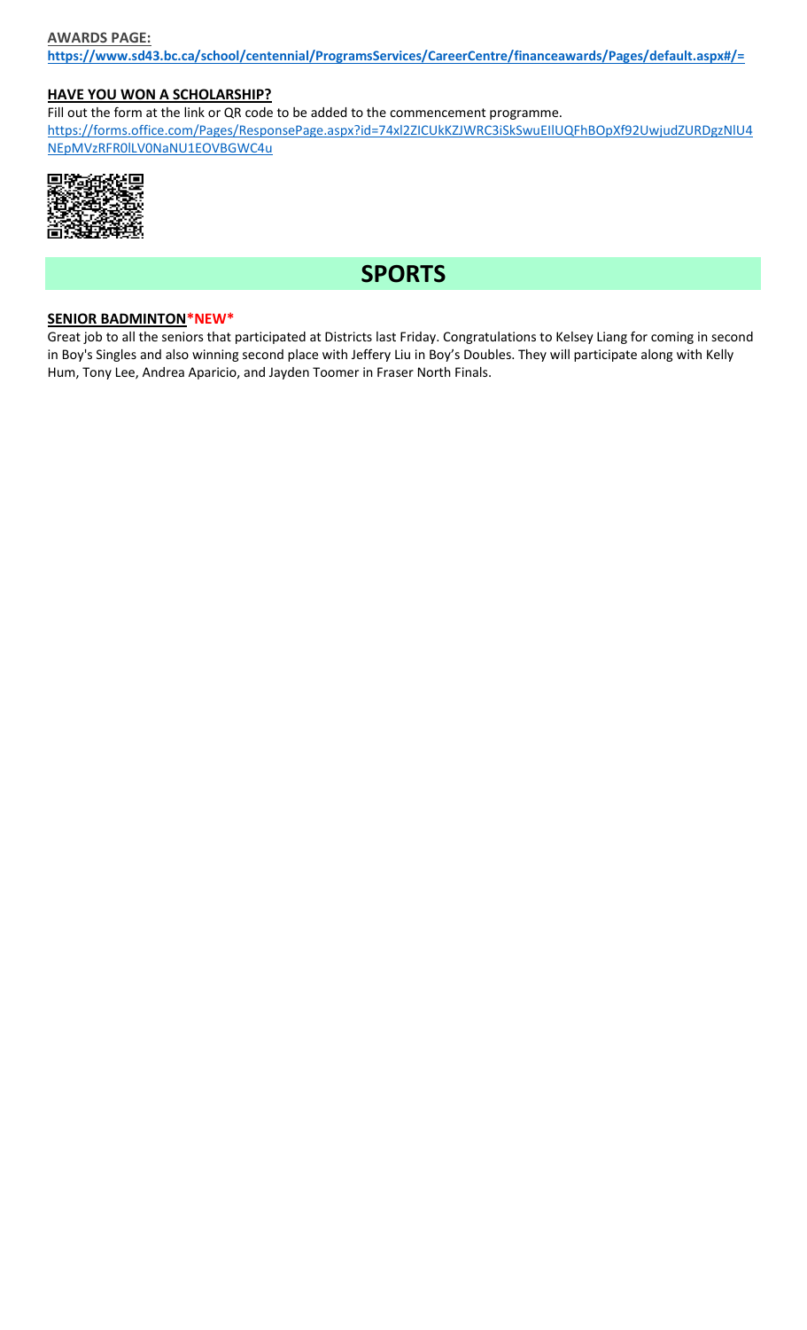**AWARDS PAGE:**
**https://www.sd43.bc.ca/school/centennial/ProgramsServices/CareerCentre/financeawards/Pages/default.aspx#/=**

**HAVE YOU WON A SCHOLARSHIP?**

Fill out the form at the link or QR code to be added to the commencement programme.
https://forms.office.com/Pages/ResponsePage.aspx?id=74xl2ZICUkKZJWRC3iSkSwuEIlUQFhBOpXf92UwjudZURDgzNlU4NEpMVzRFR0lLV0NaNU1EOVBGWC4u

# SPORTS

**SENIOR BADMINTON*NEW***

Great job to all the seniors that participated at Districts last Friday. Congratulations to Kelsey Liang for coming in second in Boy's Singles and also winning second place with Jeffery Liu in Boy's Doubles. They will participate along with Kelly Hum, Tony Lee, Andrea Aparicio, and Jayden Toomer in Fraser North Finals.